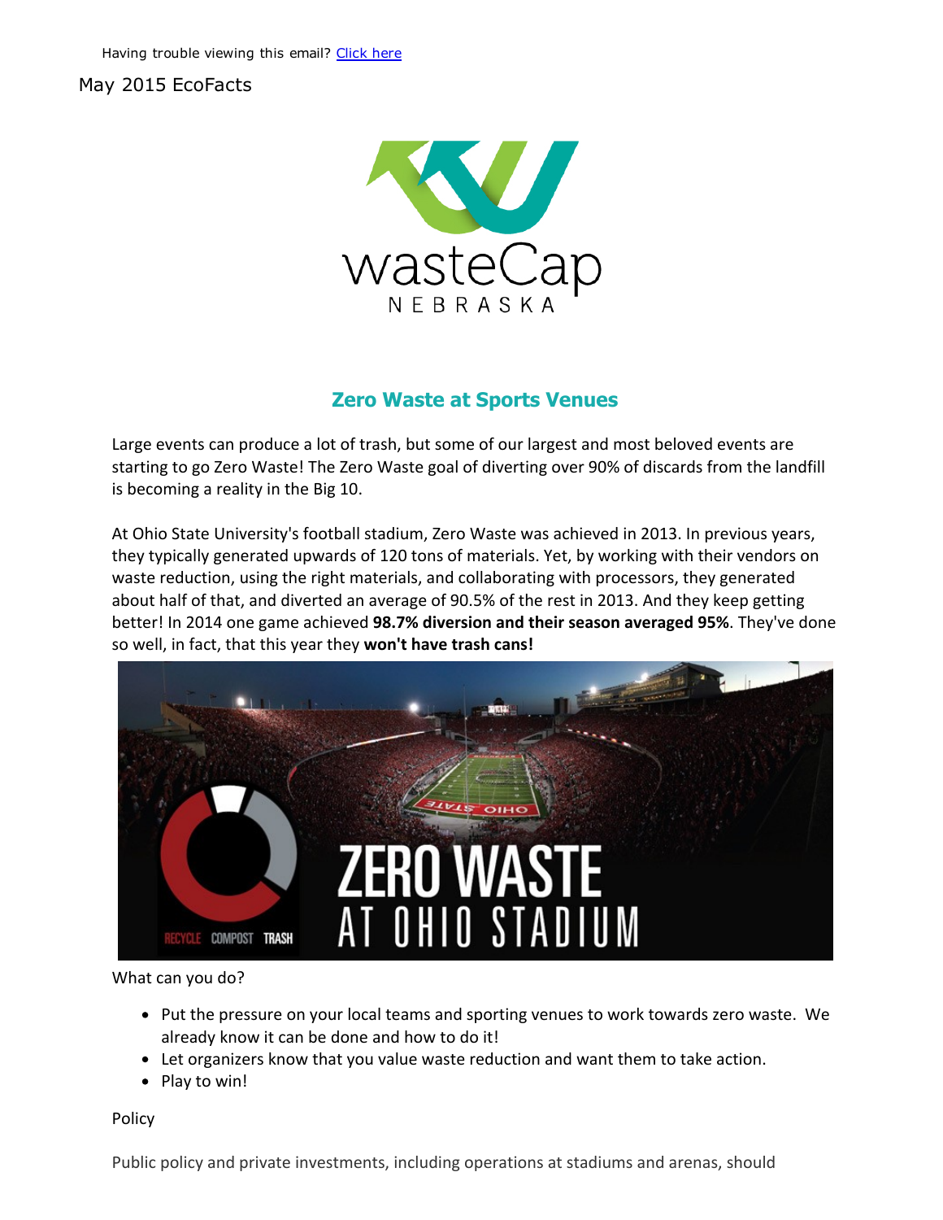Having trouble viewing this email? Click here

May 2015 EcoFacts

## Zero Waste at Sports Venues

Large events can produce a lot of trash, but some of our largest and most beloved events are starting to go Zero Waste! The Zero Waste goal of diverting over 90% of discards from the landfill is becoming a reality in the Big 10.

At Ohio State University's football stadium, Zero Waste was achieved in 2013. In previous years, they typically generated upwards of 120 tons of materials. Yet, by working with their vendors on waste reduction, using the right materials, and collaborating with processors, they generated about half of that, and diverted an average of 90.5% of the rest in 2013. And they keep getting better! In 2014 one game achieved **98.7% diversion and their season averaged 95%**. They've done so well, in fact, that this year they **won't have trash cans!**

What can you do?

- Put the pressure on your local teams and sporting venues to work towards zero waste. We already know it can be done and how to do it!
- Let organizers know that you value waste reduction and want them to take action.
- Play to win!

Policy

Public policy and private investments, including operations at stadiums and arenas, should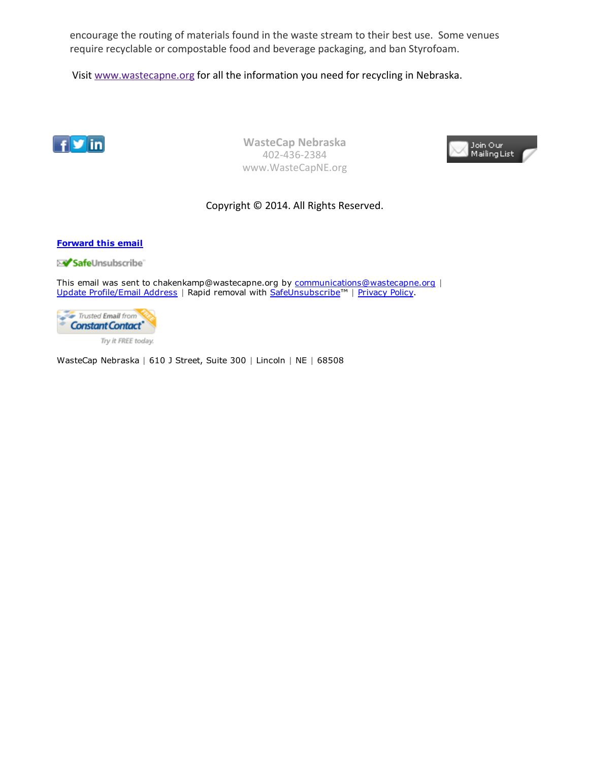encourage the routing of materials found in the waste stream to their best use. Some venues require recyclable or compostable food and beverage packaging, and ban Styrofoam.

Visit www.wastecapne.org for all the information you need for recycling in Nebraska.

**WasteCap Nebraska**
402-436-2384
www.WasteCapNE.org

Join Our Mailing List

Copyright © 2014. All Rights Reserved.

**Forward this email**

SafeUnsubscribe

This email was sent to chakenkamp@wastecapne.org by communications@wastecapne.org | Update Profile/Email Address | Rapid removal with SafeUnsubscribe™ | Privacy Policy.

Trusted Email from Constant Contact — Try it FREE today.

WasteCap Nebraska | 610 J Street, Suite 300 | Lincoln | NE | 68508